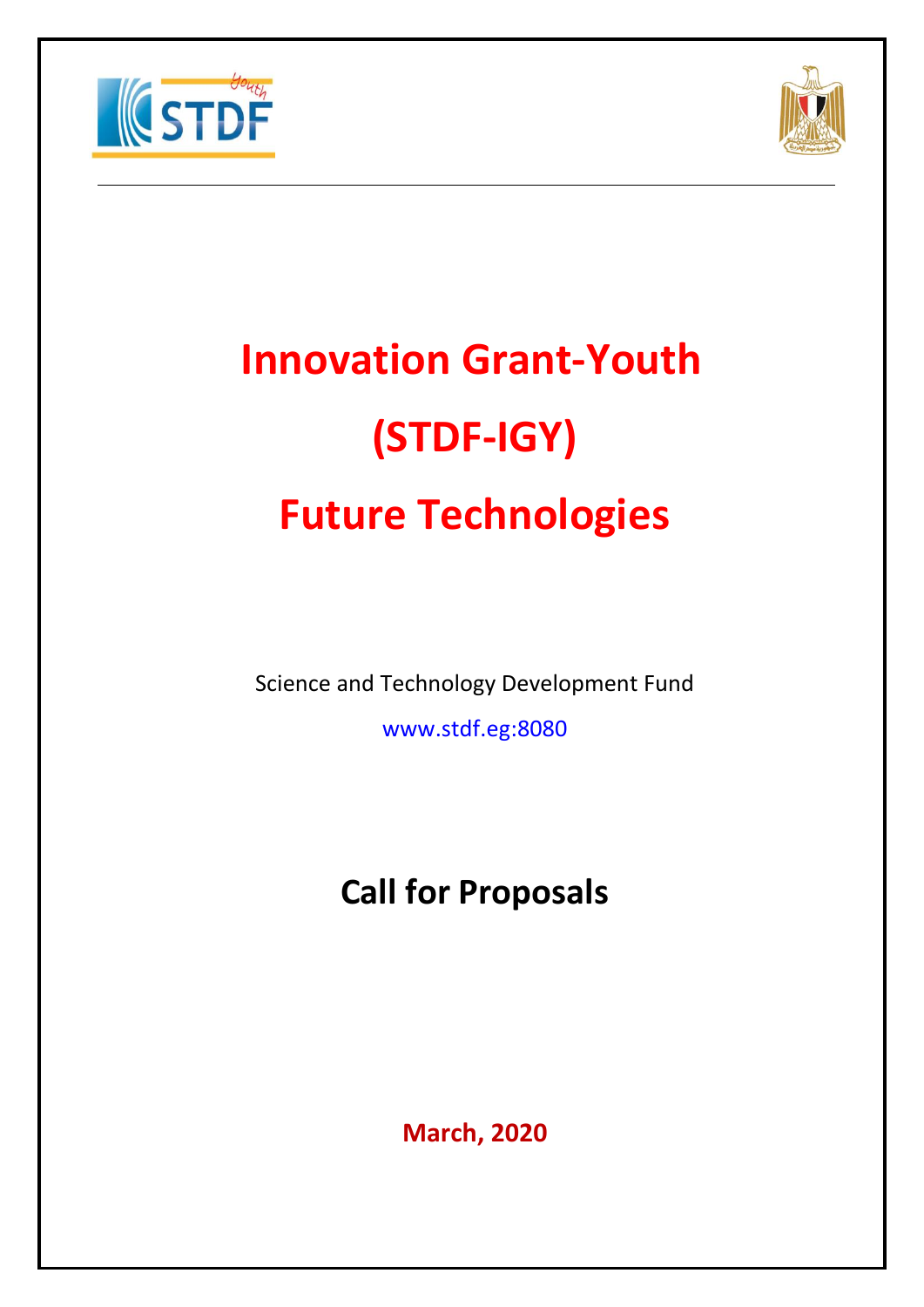# Innovation Grant-Youth

# (STDF-IGY)

# Future Technologies

Science and Technology Development Fund

www.stdf.eg:8080

## Call for Proposals

**March, 2020**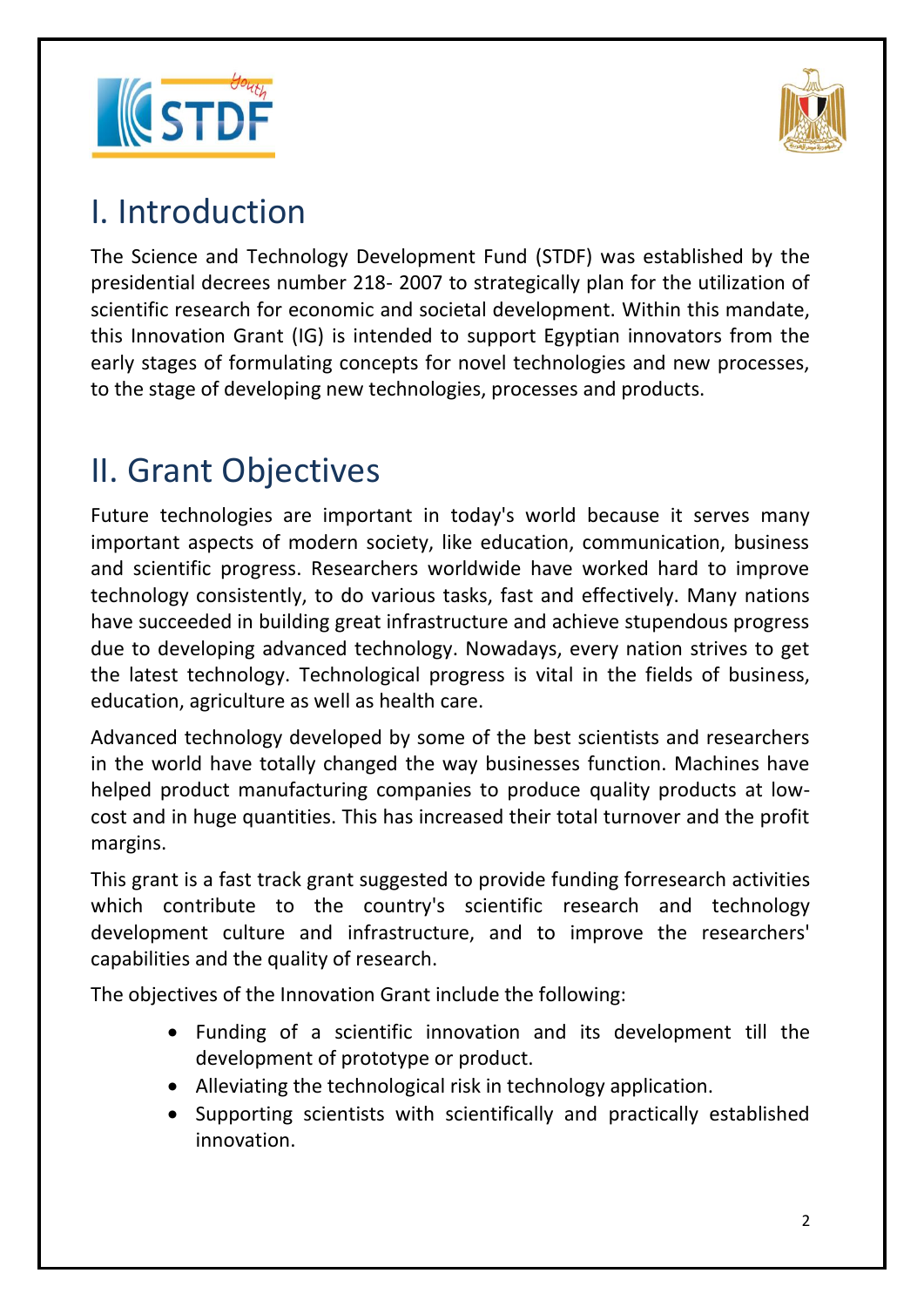# I. Introduction

The Science and Technology Development Fund (STDF) was established by the presidential decrees number 218- 2007 to strategically plan for the utilization of scientific research for economic and societal development. Within this mandate, this Innovation Grant (IG) is intended to support Egyptian innovators from the early stages of formulating concepts for novel technologies and new processes, to the stage of developing new technologies, processes and products.

# II. Grant Objectives

Future technologies are important in today's world because it serves many important aspects of modern society, like education, communication, business and scientific progress. Researchers worldwide have worked hard to improve technology consistently, to do various tasks, fast and effectively. Many nations have succeeded in building great infrastructure and achieve stupendous progress due to developing advanced technology. Nowadays, every nation strives to get the latest technology. Technological progress is vital in the fields of business, education, agriculture as well as health care.

Advanced technology developed by some of the best scientists and researchers in the world have totally changed the way businesses function. Machines have helped product manufacturing companies to produce quality products at low-cost and in huge quantities. This has increased their total turnover and the profit margins.

This grant is a fast track grant suggested to provide funding forresearch activities which contribute to the country's scientific research and technology development culture and infrastructure, and to improve the researchers' capabilities and the quality of research.

The objectives of the Innovation Grant include the following:

- Funding of a scientific innovation and its development till the development of prototype or product.
- Alleviating the technological risk in technology application.
- Supporting scientists with scientifically and practically established innovation.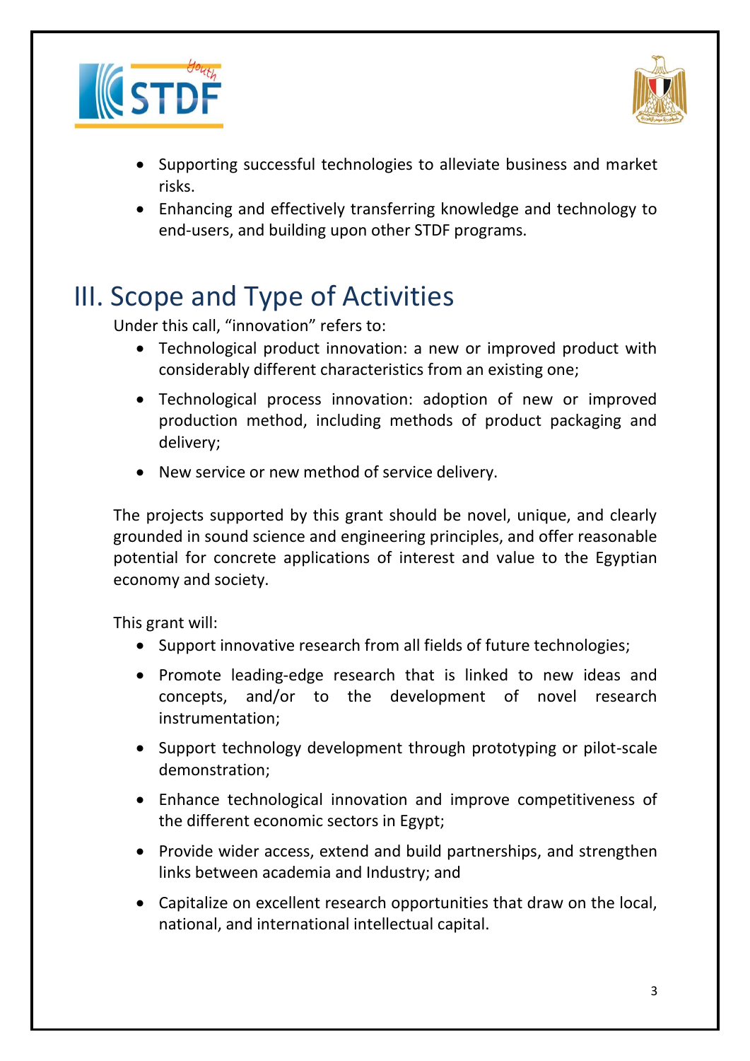- Supporting successful technologies to alleviate business and market risks.
- Enhancing and effectively transferring knowledge and technology to end-users, and building upon other STDF programs.

# III. Scope and Type of Activities

Under this call, "innovation" refers to:

- Technological product innovation: a new or improved product with considerably different characteristics from an existing one;
- Technological process innovation: adoption of new or improved production method, including methods of product packaging and delivery;
- New service or new method of service delivery.

The projects supported by this grant should be novel, unique, and clearly grounded in sound science and engineering principles, and offer reasonable potential for concrete applications of interest and value to the Egyptian economy and society.

This grant will:

- Support innovative research from all fields of future technologies;
- Promote leading-edge research that is linked to new ideas and concepts, and/or to the development of novel research instrumentation;
- Support technology development through prototyping or pilot-scale demonstration;
- Enhance technological innovation and improve competitiveness of the different economic sectors in Egypt;
- Provide wider access, extend and build partnerships, and strengthen links between academia and Industry; and
- Capitalize on excellent research opportunities that draw on the local, national, and international intellectual capital.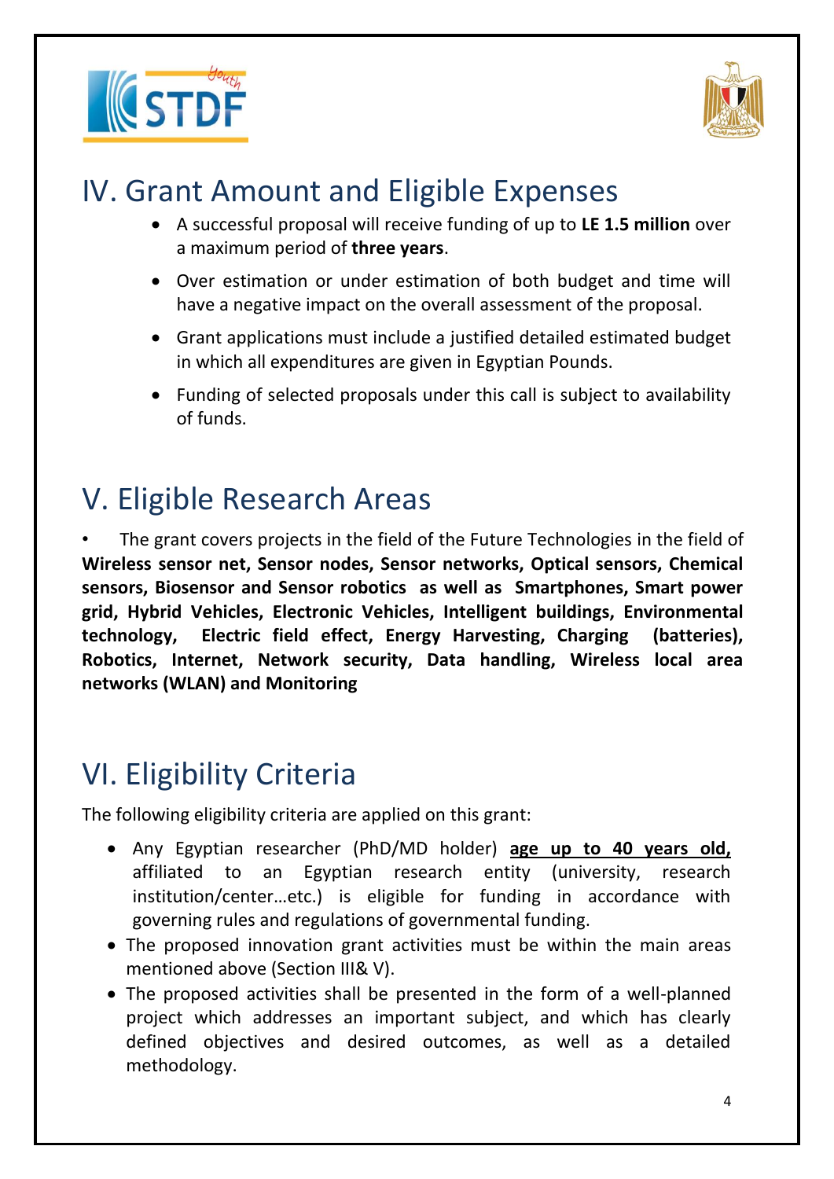## IV. Grant Amount and Eligible Expenses

- A successful proposal will receive funding of up to **LE 1.5 million** over a maximum period of **three years**.
- Over estimation or under estimation of both budget and time will have a negative impact on the overall assessment of the proposal.
- Grant applications must include a justified detailed estimated budget in which all expenditures are given in Egyptian Pounds.
- Funding of selected proposals under this call is subject to availability of funds.

## V. Eligible Research Areas

- The grant covers projects in the field of the Future Technologies in the field of **Wireless sensor net, Sensor nodes, Sensor networks, Optical sensors, Chemical sensors, Biosensor and Sensor robotics as well as Smartphones, Smart power grid, Hybrid Vehicles, Electronic Vehicles, Intelligent buildings, Environmental technology, Electric field effect, Energy Harvesting, Charging (batteries), Robotics, Internet, Network security, Data handling, Wireless local area networks (WLAN) and Monitoring**

## VI. Eligibility Criteria

The following eligibility criteria are applied on this grant:

- Any Egyptian researcher (PhD/MD holder) **<u>age up to 40 years old,</u>** affiliated to an Egyptian research entity (university, research institution/center…etc.) is eligible for funding in accordance with governing rules and regulations of governmental funding.
- The proposed innovation grant activities must be within the main areas mentioned above (Section III& V).
- The proposed activities shall be presented in the form of a well-planned project which addresses an important subject, and which has clearly defined objectives and desired outcomes, as well as a detailed methodology.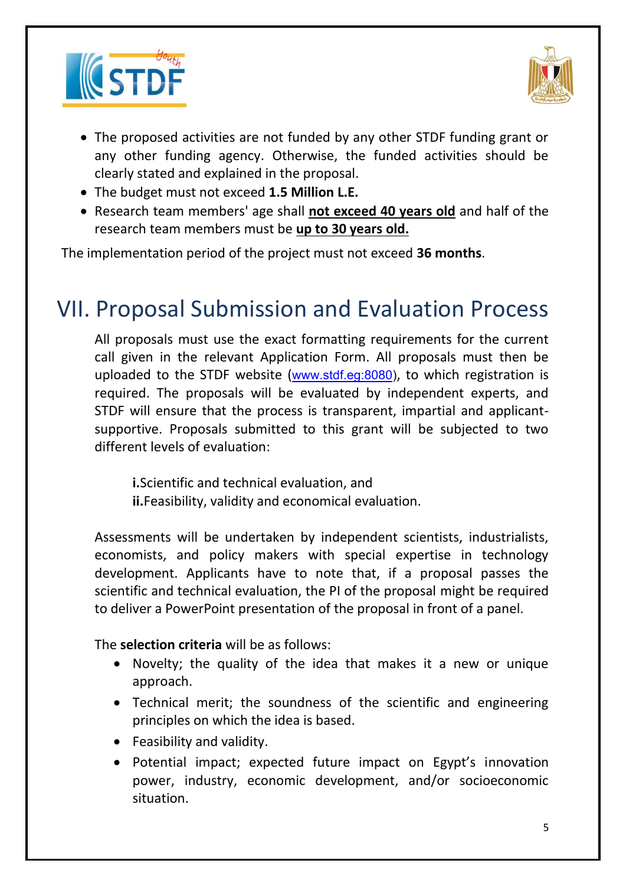- The proposed activities are not funded by any other STDF funding grant or any other funding agency. Otherwise, the funded activities should be clearly stated and explained in the proposal.
- The budget must not exceed **1.5 Million L.E.**
- Research team members' age shall **not exceed 40 years old** and half of the research team members must be **up to 30 years old.**

The implementation period of the project must not exceed **36 months**.

# VII. Proposal Submission and Evaluation Process

All proposals must use the exact formatting requirements for the current call given in the relevant Application Form. All proposals must then be uploaded to the STDF website (www.stdf.eg:8080), to which registration is required. The proposals will be evaluated by independent experts, and STDF will ensure that the process is transparent, impartial and applicant-supportive. Proposals submitted to this grant will be subjected to two different levels of evaluation:

**i.** Scientific and technical evaluation, and
**ii.** Feasibility, validity and economical evaluation.

Assessments will be undertaken by independent scientists, industrialists, economists, and policy makers with special expertise in technology development. Applicants have to note that, if a proposal passes the scientific and technical evaluation, the PI of the proposal might be required to deliver a PowerPoint presentation of the proposal in front of a panel.

The **selection criteria** will be as follows:

- Novelty; the quality of the idea that makes it a new or unique approach.
- Technical merit; the soundness of the scientific and engineering principles on which the idea is based.
- Feasibility and validity.
- Potential impact; expected future impact on Egypt's innovation power, industry, economic development, and/or socioeconomic situation.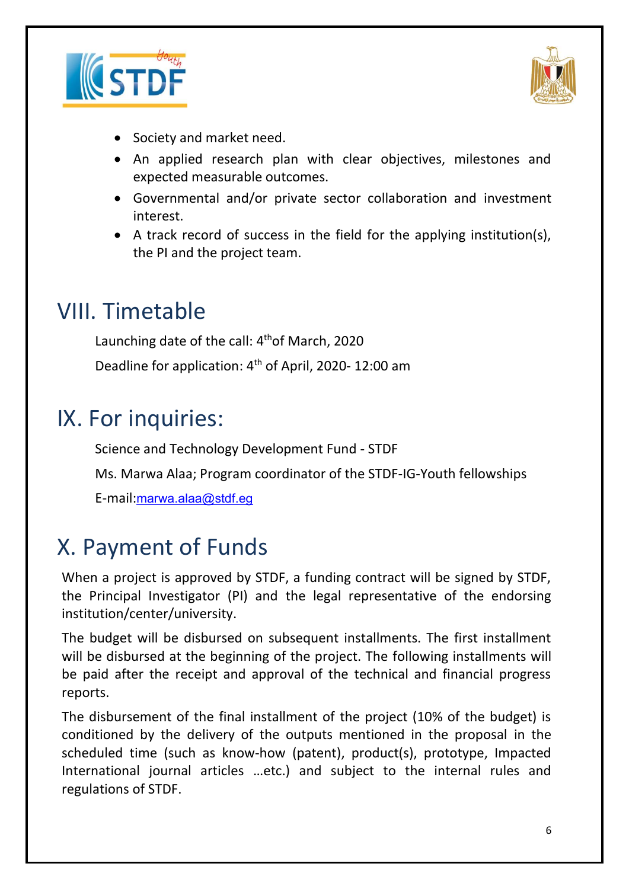- Society and market need.
- An applied research plan with clear objectives, milestones and expected measurable outcomes.
- Governmental and/or private sector collaboration and investment interest.
- A track record of success in the field for the applying institution(s), the PI and the project team.

# VIII. Timetable

Launching date of the call: 4th of March, 2020

Deadline for application: 4th of April, 2020- 12:00 am

# IX. For inquiries:

Science and Technology Development Fund - STDF

Ms. Marwa Alaa; Program coordinator of the STDF-IG-Youth fellowships

E-mail:marwa.alaa@stdf.eg

# X. Payment of Funds

When a project is approved by STDF, a funding contract will be signed by STDF, the Principal Investigator (PI) and the legal representative of the endorsing institution/center/university.

The budget will be disbursed on subsequent installments. The first installment will be disbursed at the beginning of the project. The following installments will be paid after the receipt and approval of the technical and financial progress reports.

The disbursement of the final installment of the project (10% of the budget) is conditioned by the delivery of the outputs mentioned in the proposal in the scheduled time (such as know-how (patent), product(s), prototype, Impacted International journal articles …etc.) and subject to the internal rules and regulations of STDF.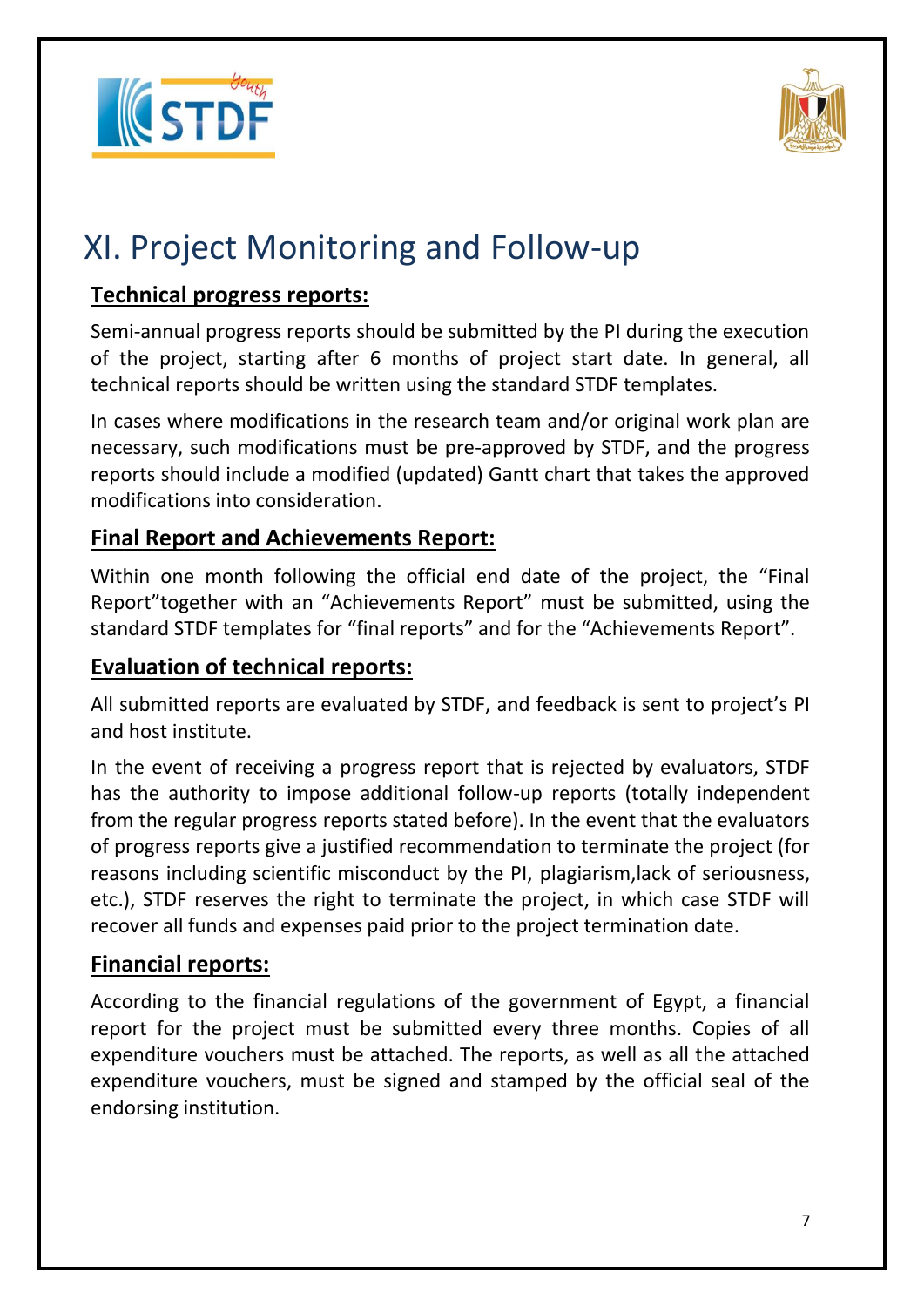# XI. Project Monitoring and Follow-up

**Technical progress reports:**

Semi-annual progress reports should be submitted by the PI during the execution of the project, starting after 6 months of project start date. In general, all technical reports should be written using the standard STDF templates.

In cases where modifications in the research team and/or original work plan are necessary, such modifications must be pre-approved by STDF, and the progress reports should include a modified (updated) Gantt chart that takes the approved modifications into consideration.

**Final Report and Achievements Report:**

Within one month following the official end date of the project, the "Final Report"together with an "Achievements Report" must be submitted, using the standard STDF templates for "final reports" and for the "Achievements Report".

**Evaluation of technical reports:**

All submitted reports are evaluated by STDF, and feedback is sent to project's PI and host institute.

In the event of receiving a progress report that is rejected by evaluators, STDF has the authority to impose additional follow-up reports (totally independent from the regular progress reports stated before). In the event that the evaluators of progress reports give a justified recommendation to terminate the project (for reasons including scientific misconduct by the PI, plagiarism,lack of seriousness, etc.), STDF reserves the right to terminate the project, in which case STDF will recover all funds and expenses paid prior to the project termination date.

**Financial reports:**

According to the financial regulations of the government of Egypt, a financial report for the project must be submitted every three months. Copies of all expenditure vouchers must be attached. The reports, as well as all the attached expenditure vouchers, must be signed and stamped by the official seal of the endorsing institution.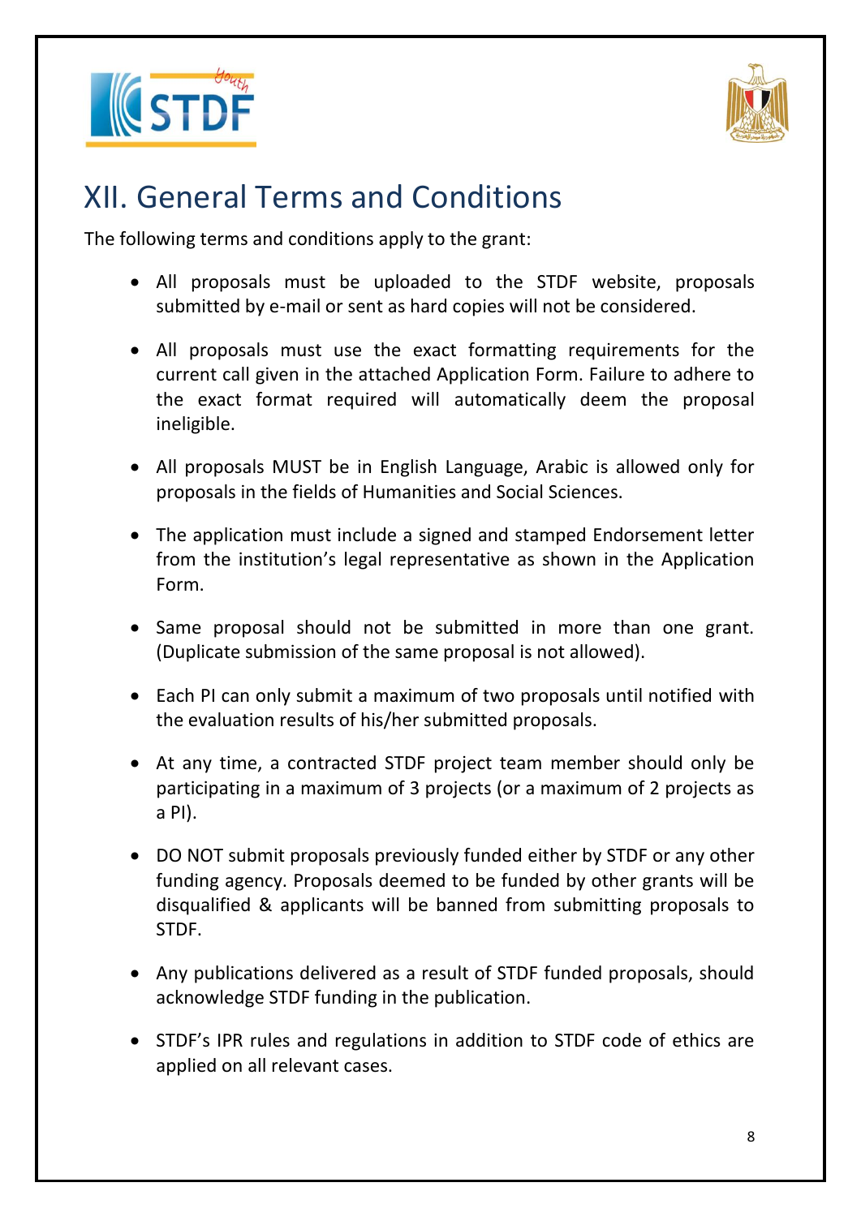# XII. General Terms and Conditions

The following terms and conditions apply to the grant:

- All proposals must be uploaded to the STDF website, proposals submitted by e-mail or sent as hard copies will not be considered.

- All proposals must use the exact formatting requirements for the current call given in the attached Application Form. Failure to adhere to the exact format required will automatically deem the proposal ineligible.

- All proposals MUST be in English Language, Arabic is allowed only for proposals in the fields of Humanities and Social Sciences.

- The application must include a signed and stamped Endorsement letter from the institution's legal representative as shown in the Application Form.

- Same proposal should not be submitted in more than one grant. (Duplicate submission of the same proposal is not allowed).

- Each PI can only submit a maximum of two proposals until notified with the evaluation results of his/her submitted proposals.

- At any time, a contracted STDF project team member should only be participating in a maximum of 3 projects (or a maximum of 2 projects as a PI).

- DO NOT submit proposals previously funded either by STDF or any other funding agency. Proposals deemed to be funded by other grants will be disqualified & applicants will be banned from submitting proposals to STDF.

- Any publications delivered as a result of STDF funded proposals, should acknowledge STDF funding in the publication.

- STDF's IPR rules and regulations in addition to STDF code of ethics are applied on all relevant cases.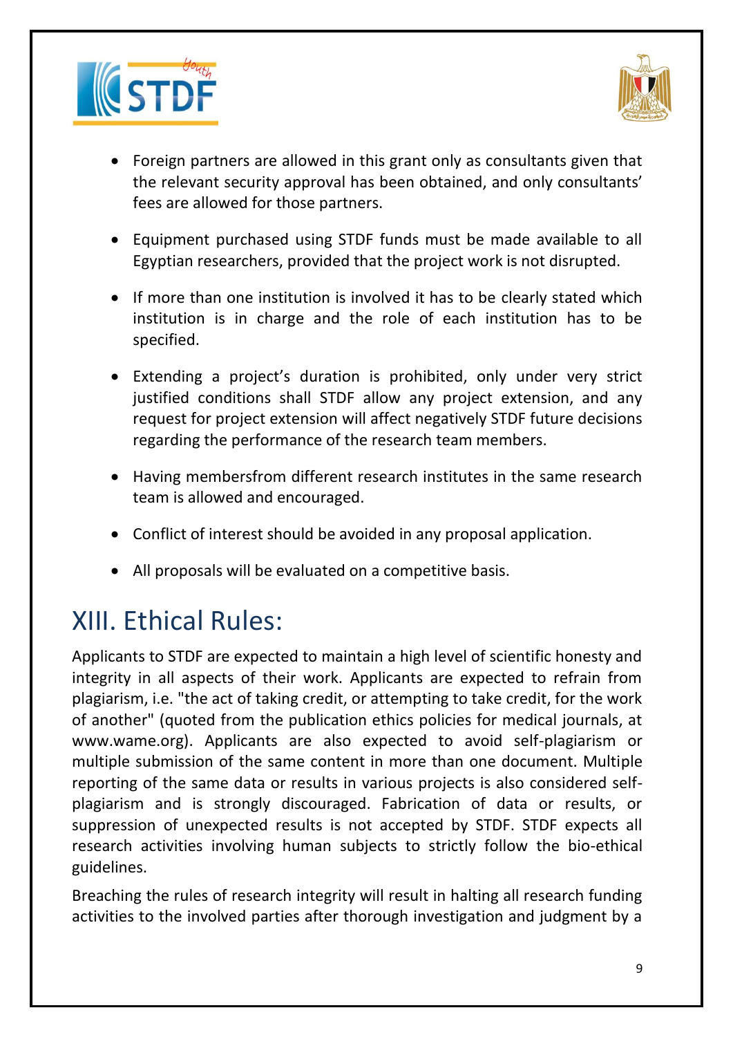- Foreign partners are allowed in this grant only as consultants given that the relevant security approval has been obtained, and only consultants' fees are allowed for those partners.
- Equipment purchased using STDF funds must be made available to all Egyptian researchers, provided that the project work is not disrupted.
- If more than one institution is involved it has to be clearly stated which institution is in charge and the role of each institution has to be specified.
- Extending a project's duration is prohibited, only under very strict justified conditions shall STDF allow any project extension, and any request for project extension will affect negatively STDF future decisions regarding the performance of the research team members.
- Having membersfrom different research institutes in the same research team is allowed and encouraged.
- Conflict of interest should be avoided in any proposal application.
- All proposals will be evaluated on a competitive basis.

# XIII. Ethical Rules:

Applicants to STDF are expected to maintain a high level of scientific honesty and integrity in all aspects of their work. Applicants are expected to refrain from plagiarism, i.e. "the act of taking credit, or attempting to take credit, for the work of another" (quoted from the publication ethics policies for medical journals, at www.wame.org). Applicants are also expected to avoid self-plagiarism or multiple submission of the same content in more than one document. Multiple reporting of the same data or results in various projects is also considered self-plagiarism and is strongly discouraged. Fabrication of data or results, or suppression of unexpected results is not accepted by STDF. STDF expects all research activities involving human subjects to strictly follow the bio-ethical guidelines.

Breaching the rules of research integrity will result in halting all research funding activities to the involved parties after thorough investigation and judgment by a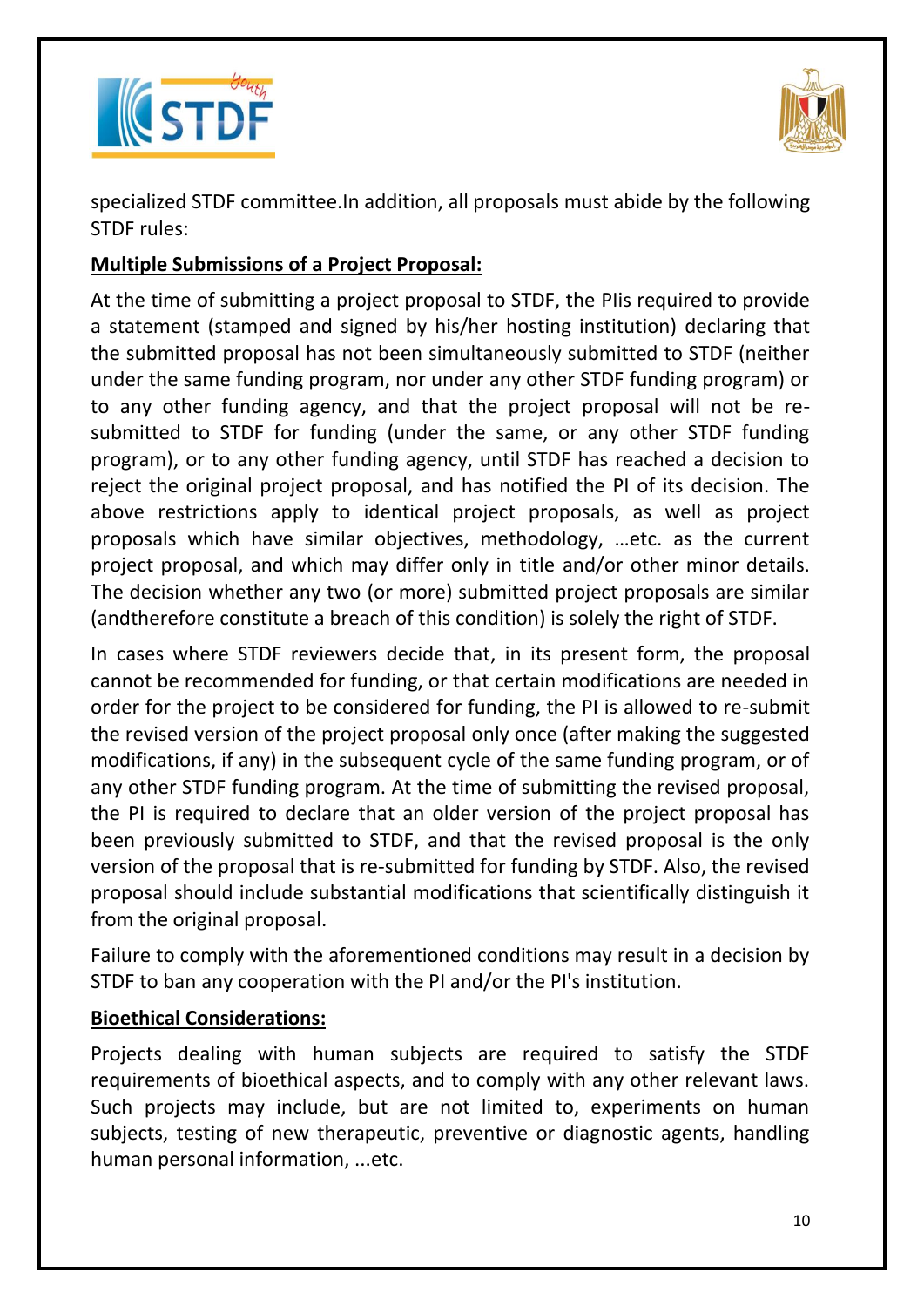specialized STDF committee.In addition, all proposals must abide by the following STDF rules:

**Multiple Submissions of a Project Proposal:**

At the time of submitting a project proposal to STDF, the PIis required to provide a statement (stamped and signed by his/her hosting institution) declaring that the submitted proposal has not been simultaneously submitted to STDF (neither under the same funding program, nor under any other STDF funding program) or to any other funding agency, and that the project proposal will not be re-submitted to STDF for funding (under the same, or any other STDF funding program), or to any other funding agency, until STDF has reached a decision to reject the original project proposal, and has notified the PI of its decision. The above restrictions apply to identical project proposals, as well as project proposals which have similar objectives, methodology, …etc. as the current project proposal, and which may differ only in title and/or other minor details. The decision whether any two (or more) submitted project proposals are similar (andtherefore constitute a breach of this condition) is solely the right of STDF.

In cases where STDF reviewers decide that, in its present form, the proposal cannot be recommended for funding, or that certain modifications are needed in order for the project to be considered for funding, the PI is allowed to re-submit the revised version of the project proposal only once (after making the suggested modifications, if any) in the subsequent cycle of the same funding program, or of any other STDF funding program. At the time of submitting the revised proposal, the PI is required to declare that an older version of the project proposal has been previously submitted to STDF, and that the revised proposal is the only version of the proposal that is re-submitted for funding by STDF. Also, the revised proposal should include substantial modifications that scientifically distinguish it from the original proposal.

Failure to comply with the aforementioned conditions may result in a decision by STDF to ban any cooperation with the PI and/or the PI's institution.

**Bioethical Considerations:**

Projects dealing with human subjects are required to satisfy the STDF requirements of bioethical aspects, and to comply with any other relevant laws. Such projects may include, but are not limited to, experiments on human subjects, testing of new therapeutic, preventive or diagnostic agents, handling human personal information, ...etc.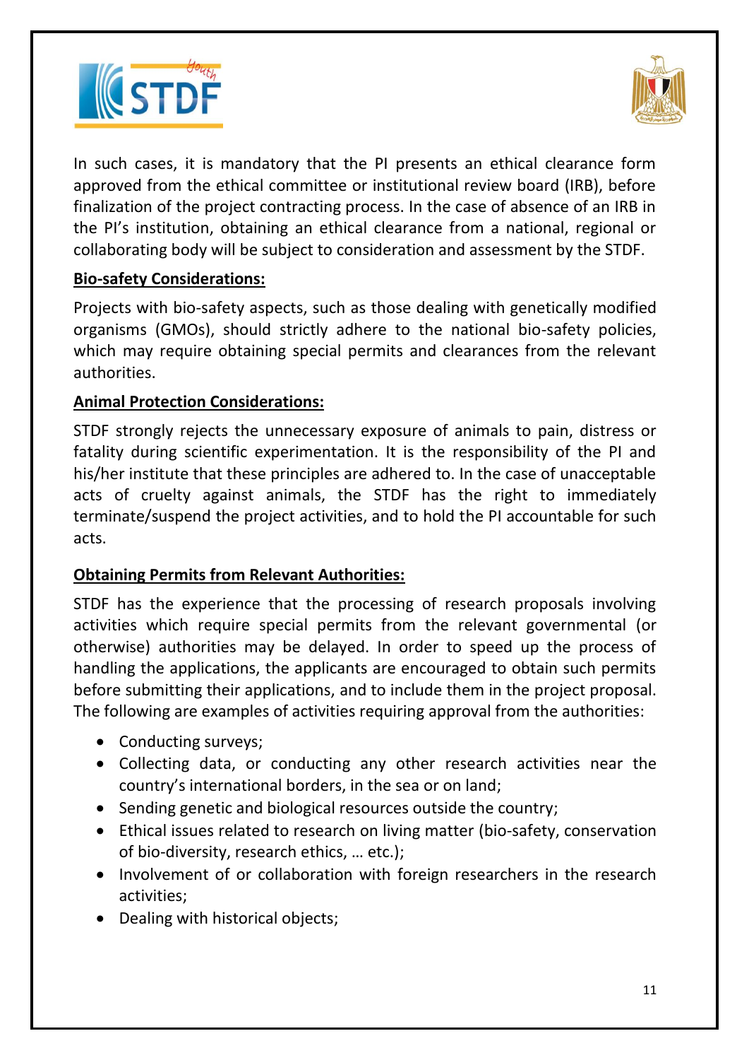In such cases, it is mandatory that the PI presents an ethical clearance form approved from the ethical committee or institutional review board (IRB), before finalization of the project contracting process. In the case of absence of an IRB in the PI's institution, obtaining an ethical clearance from a national, regional or collaborating body will be subject to consideration and assessment by the STDF.

**Bio-safety Considerations:**

Projects with bio-safety aspects, such as those dealing with genetically modified organisms (GMOs), should strictly adhere to the national bio-safety policies, which may require obtaining special permits and clearances from the relevant authorities.

**Animal Protection Considerations:**

STDF strongly rejects the unnecessary exposure of animals to pain, distress or fatality during scientific experimentation. It is the responsibility of the PI and his/her institute that these principles are adhered to. In the case of unacceptable acts of cruelty against animals, the STDF has the right to immediately terminate/suspend the project activities, and to hold the PI accountable for such acts.

**Obtaining Permits from Relevant Authorities:**

STDF has the experience that the processing of research proposals involving activities which require special permits from the relevant governmental (or otherwise) authorities may be delayed. In order to speed up the process of handling the applications, the applicants are encouraged to obtain such permits before submitting their applications, and to include them in the project proposal. The following are examples of activities requiring approval from the authorities:

- Conducting surveys;
- Collecting data, or conducting any other research activities near the country's international borders, in the sea or on land;
- Sending genetic and biological resources outside the country;
- Ethical issues related to research on living matter (bio-safety, conservation of bio-diversity, research ethics, … etc.);
- Involvement of or collaboration with foreign researchers in the research activities;
- Dealing with historical objects;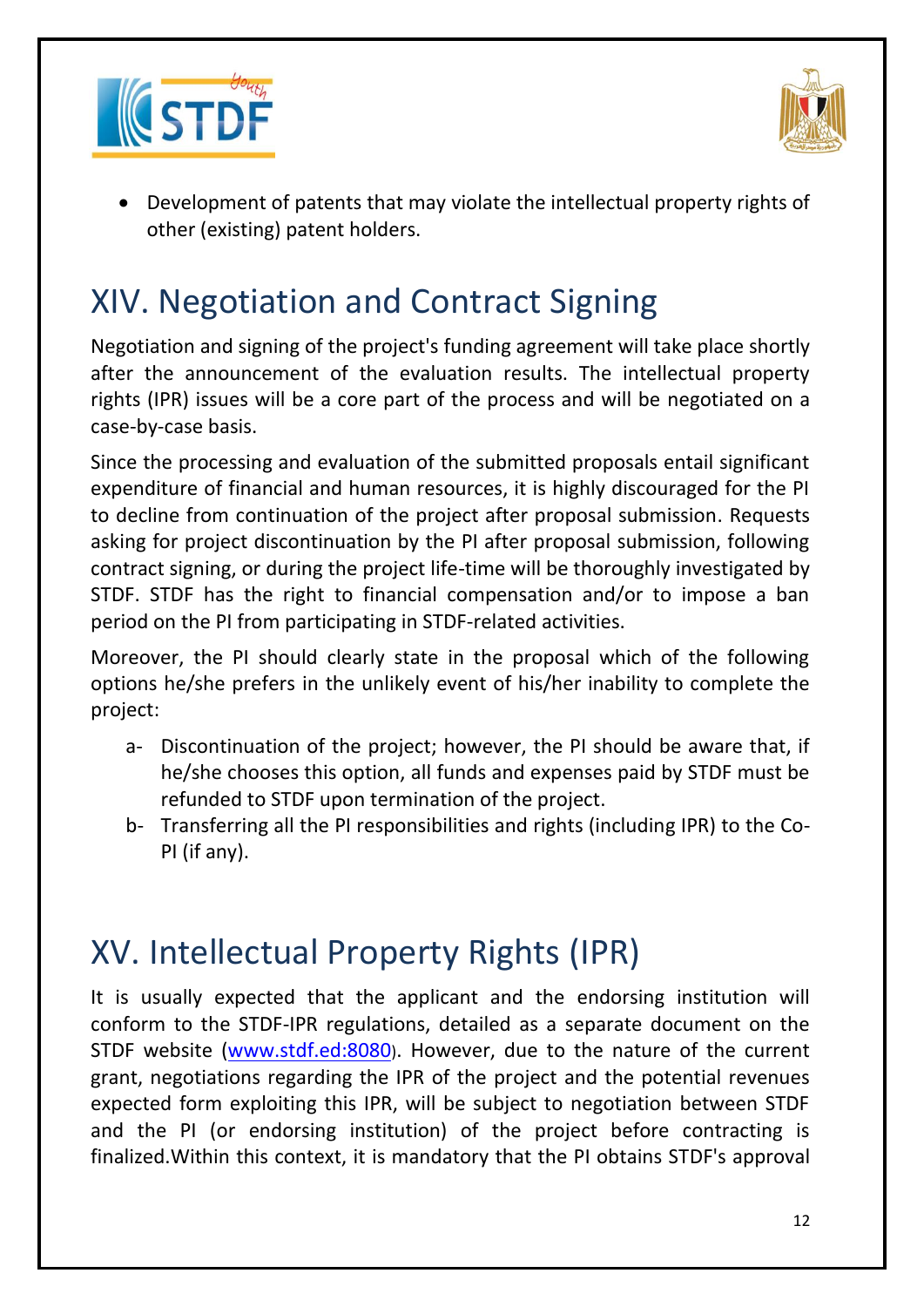- Development of patents that may violate the intellectual property rights of other (existing) patent holders.

## XIV. Negotiation and Contract Signing

Negotiation and signing of the project's funding agreement will take place shortly after the announcement of the evaluation results. The intellectual property rights (IPR) issues will be a core part of the process and will be negotiated on a case-by-case basis.

Since the processing and evaluation of the submitted proposals entail significant expenditure of financial and human resources, it is highly discouraged for the PI to decline from continuation of the project after proposal submission. Requests asking for project discontinuation by the PI after proposal submission, following contract signing, or during the project life-time will be thoroughly investigated by STDF. STDF has the right to financial compensation and/or to impose a ban period on the PI from participating in STDF-related activities.

Moreover, the PI should clearly state in the proposal which of the following options he/she prefers in the unlikely event of his/her inability to complete the project:

a- Discontinuation of the project; however, the PI should be aware that, if he/she chooses this option, all funds and expenses paid by STDF must be refunded to STDF upon termination of the project.

b- Transferring all the PI responsibilities and rights (including IPR) to the Co-PI (if any).

## XV. Intellectual Property Rights (IPR)

It is usually expected that the applicant and the endorsing institution will conform to the STDF-IPR regulations, detailed as a separate document on the STDF website (www.stdf.ed:8080). However, due to the nature of the current grant, negotiations regarding the IPR of the project and the potential revenues expected form exploiting this IPR, will be subject to negotiation between STDF and the PI (or endorsing institution) of the project before contracting is finalized.Within this context, it is mandatory that the PI obtains STDF's approval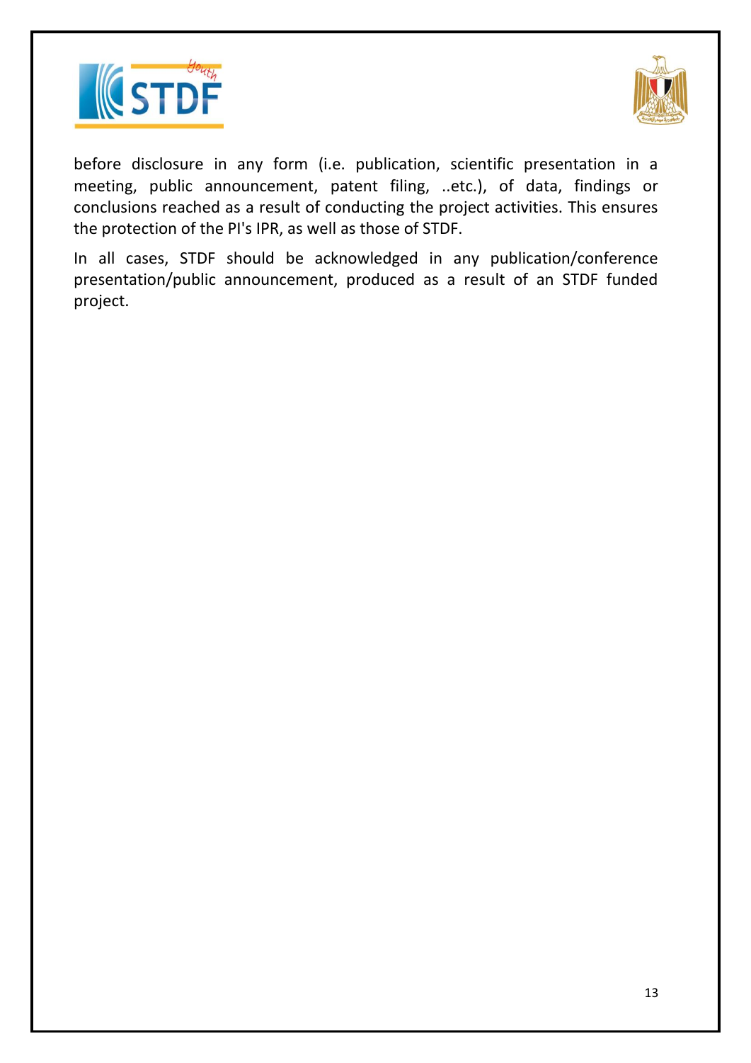before disclosure in any form (i.e. publication, scientific presentation in a meeting, public announcement, patent filing, ..etc.), of data, findings or conclusions reached as a result of conducting the project activities. This ensures the protection of the PI's IPR, as well as those of STDF.

In all cases, STDF should be acknowledged in any publication/conference presentation/public announcement, produced as a result of an STDF funded project.